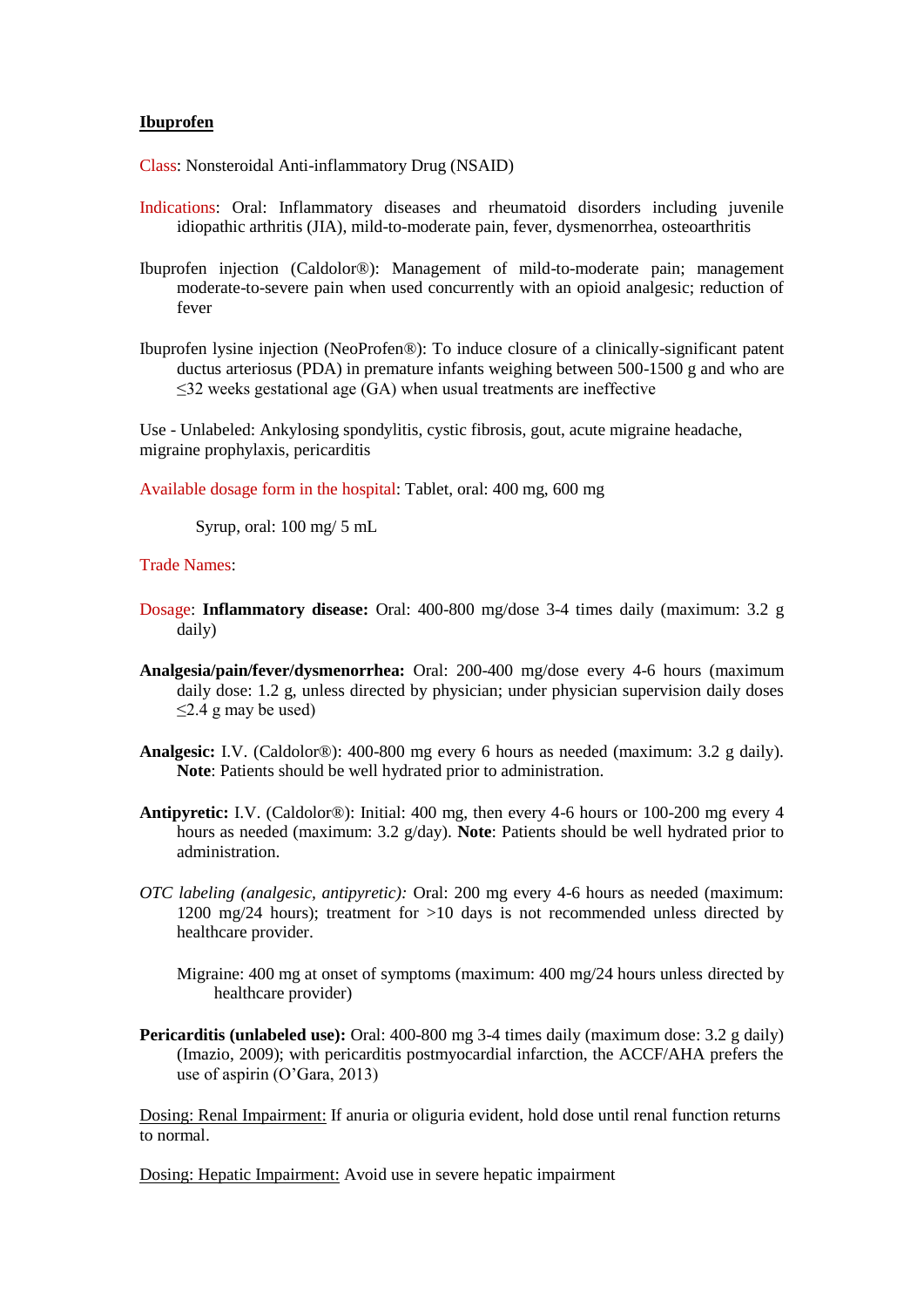# Ibuprofen

Class: Nonsteroidal Anti-inflammatory Drug (NSAID)

Indications: Oral: Inflammatory diseases and rheumatoid disorders including juvenile idiopathic arthritis (JIA), mild-to-moderate pain, fever, dysmenorrhea, osteoarthritis

Ibuprofen injection (Caldolor®): Management of mild-to-moderate pain; management moderate-to-severe pain when used concurrently with an opioid analgesic; reduction of fever

Ibuprofen lysine injection (NeoProfen®): To induce closure of a clinically-significant patent ductus arteriosus (PDA) in premature infants weighing between 500-1500 g and who are ≤32 weeks gestational age (GA) when usual treatments are ineffective

Use - Unlabeled: Ankylosing spondylitis, cystic fibrosis, gout, acute migraine headache, migraine prophylaxis, pericarditis

Available dosage form in the hospital: Tablet, oral: 400 mg, 600 mg

Syrup, oral: 100 mg/ 5 mL

Trade Names:

Dosage: **Inflammatory disease:** Oral: 400-800 mg/dose 3-4 times daily (maximum: 3.2 g daily)

**Analgesia/pain/fever/dysmenorrhea:** Oral: 200-400 mg/dose every 4-6 hours (maximum daily dose: 1.2 g, unless directed by physician; under physician supervision daily doses ≤2.4 g may be used)

**Analgesic:** I.V. (Caldolor®): 400-800 mg every 6 hours as needed (maximum: 3.2 g daily). **Note**: Patients should be well hydrated prior to administration.

**Antipyretic:** I.V. (Caldolor®): Initial: 400 mg, then every 4-6 hours or 100-200 mg every 4 hours as needed (maximum: 3.2 g/day). **Note**: Patients should be well hydrated prior to administration.

*OTC labeling (analgesic, antipyretic):* Oral: 200 mg every 4-6 hours as needed (maximum: 1200 mg/24 hours); treatment for >10 days is not recommended unless directed by healthcare provider.

Migraine: 400 mg at onset of symptoms (maximum: 400 mg/24 hours unless directed by healthcare provider)

**Pericarditis (unlabeled use):** Oral: 400-800 mg 3-4 times daily (maximum dose: 3.2 g daily) (Imazio, 2009); with pericarditis postmyocardial infarction, the ACCF/AHA prefers the use of aspirin (O'Gara, 2013)

Dosing: Renal Impairment: If anuria or oliguria evident, hold dose until renal function returns to normal.

Dosing: Hepatic Impairment: Avoid use in severe hepatic impairment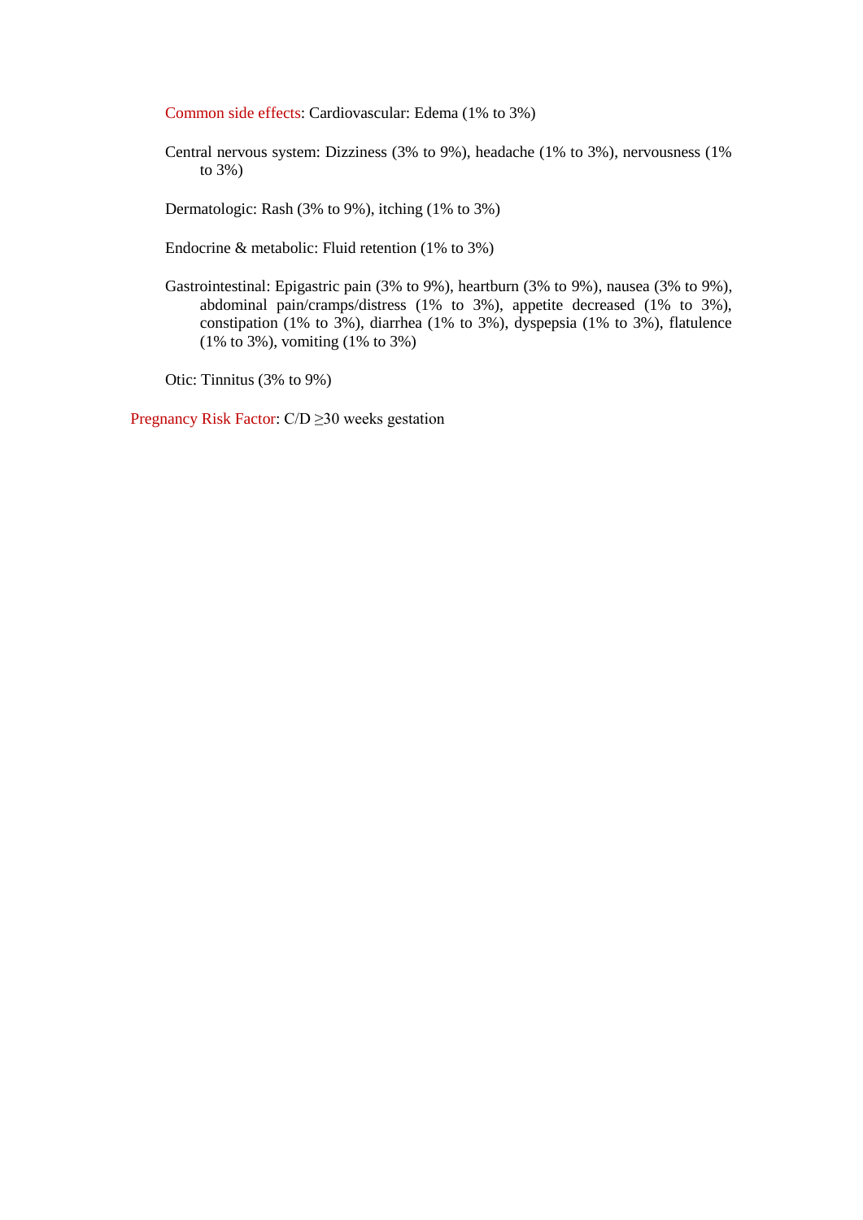Common side effects: Cardiovascular: Edema (1% to 3%)

Central nervous system: Dizziness (3% to 9%), headache (1% to 3%), nervousness (1% to 3%)

Dermatologic: Rash (3% to 9%), itching (1% to 3%)

Endocrine & metabolic: Fluid retention (1% to 3%)

Gastrointestinal: Epigastric pain (3% to 9%), heartburn (3% to 9%), nausea (3% to 9%), abdominal pain/cramps/distress (1% to 3%), appetite decreased (1% to 3%), constipation (1% to 3%), diarrhea (1% to 3%), dyspepsia (1% to 3%), flatulence (1% to 3%), vomiting (1% to 3%)

Otic: Tinnitus (3% to 9%)

Pregnancy Risk Factor: C/D ≥30 weeks gestation